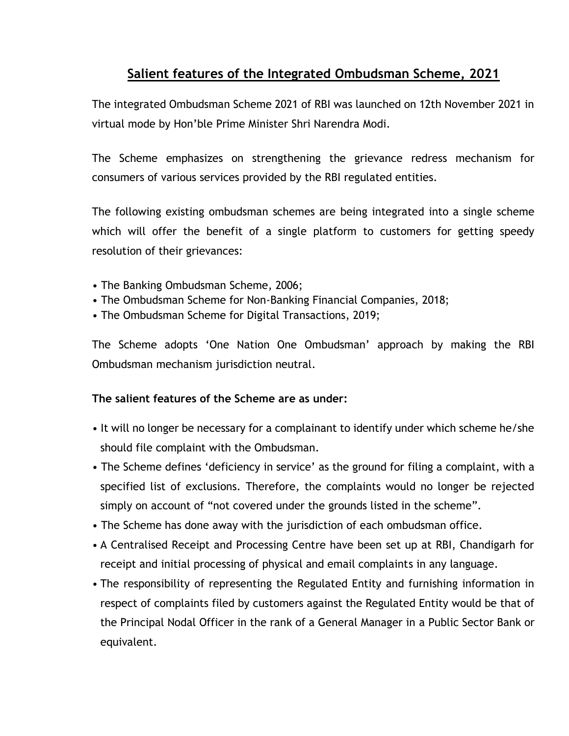# Salient features of the Integrated Ombudsman Scheme, 2021

The integrated Ombudsman Scheme 2021 of RBI was launched on 12th November 2021 in virtual mode by Hon'ble Prime Minister Shri Narendra Modi.

The Scheme emphasizes on strengthening the grievance redress mechanism for consumers of various services provided by the RBI regulated entities.

The following existing ombudsman schemes are being integrated into a single scheme which will offer the benefit of a single platform to customers for getting speedy resolution of their grievances:

- The Banking Ombudsman Scheme, 2006;
- The Ombudsman Scheme for Non-Banking Financial Companies, 2018;
- The Ombudsman Scheme for Digital Transactions, 2019;

The Scheme adopts 'One Nation One Ombudsman' approach by making the RBI Ombudsman mechanism jurisdiction neutral.

**The salient features of the Scheme are as under:**

- It will no longer be necessary for a complainant to identify under which scheme he/she should file complaint with the Ombudsman.
- The Scheme defines 'deficiency in service' as the ground for filing a complaint, with a specified list of exclusions. Therefore, the complaints would no longer be rejected simply on account of "not covered under the grounds listed in the scheme".
- The Scheme has done away with the jurisdiction of each ombudsman office.
- A Centralised Receipt and Processing Centre have been set up at RBI, Chandigarh for receipt and initial processing of physical and email complaints in any language.
- The responsibility of representing the Regulated Entity and furnishing information in respect of complaints filed by customers against the Regulated Entity would be that of the Principal Nodal Officer in the rank of a General Manager in a Public Sector Bank or equivalent.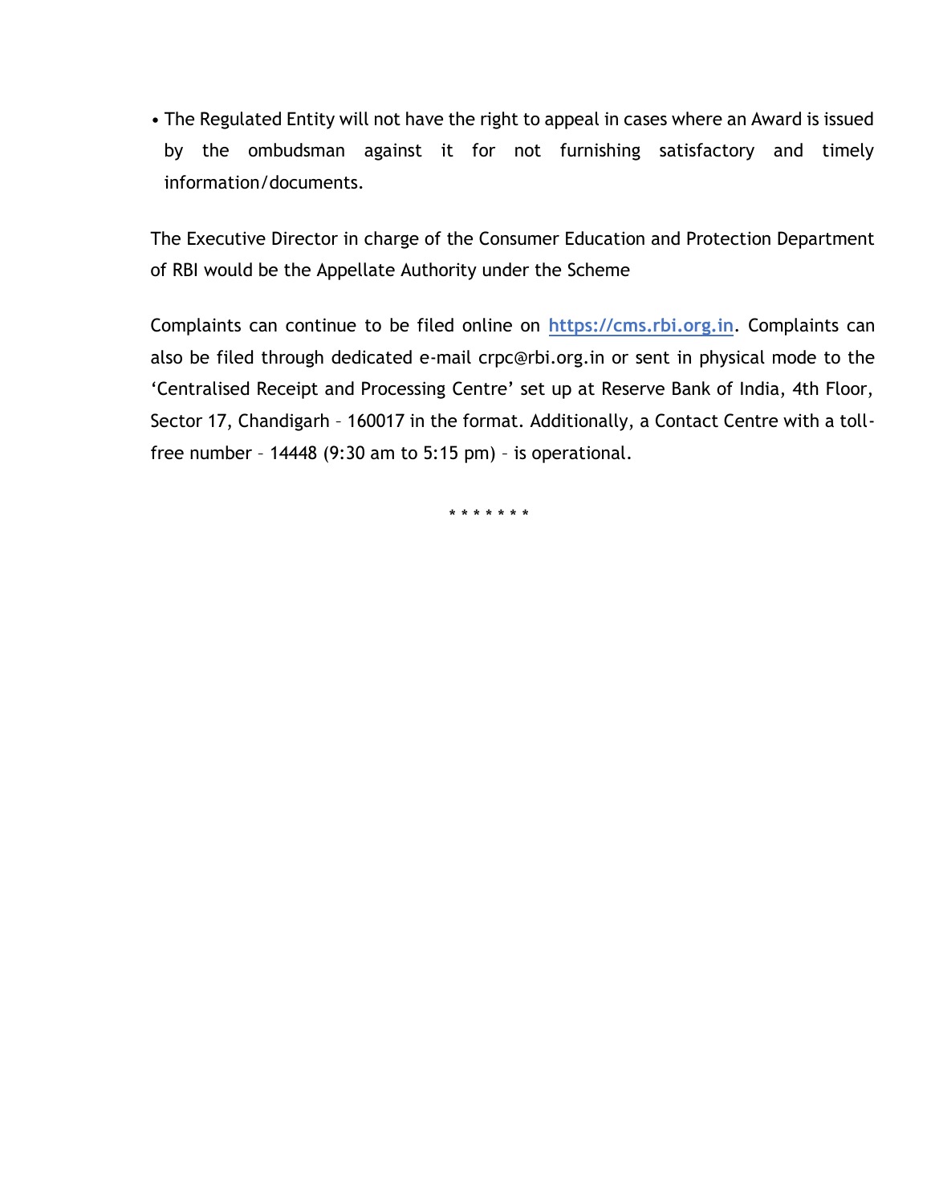- The Regulated Entity will not have the right to appeal in cases where an Award is issued by the ombudsman against it for not furnishing satisfactory and timely information/documents.

The Executive Director in charge of the Consumer Education and Protection Department of RBI would be the Appellate Authority under the Scheme

Complaints can continue to be filed online on [https://cms.rbi.org.in](https://cms.rbi.org.in). Complaints can also be filed through dedicated e-mail crpc@rbi.org.in or sent in physical mode to the 'Centralised Receipt and Processing Centre' set up at Reserve Bank of India, 4th Floor, Sector 17, Chandigarh – 160017 in the format. Additionally, a Contact Centre with a toll-free number – 14448 (9:30 am to 5:15 pm) – is operational.

\* \* \* \* \* \* \*